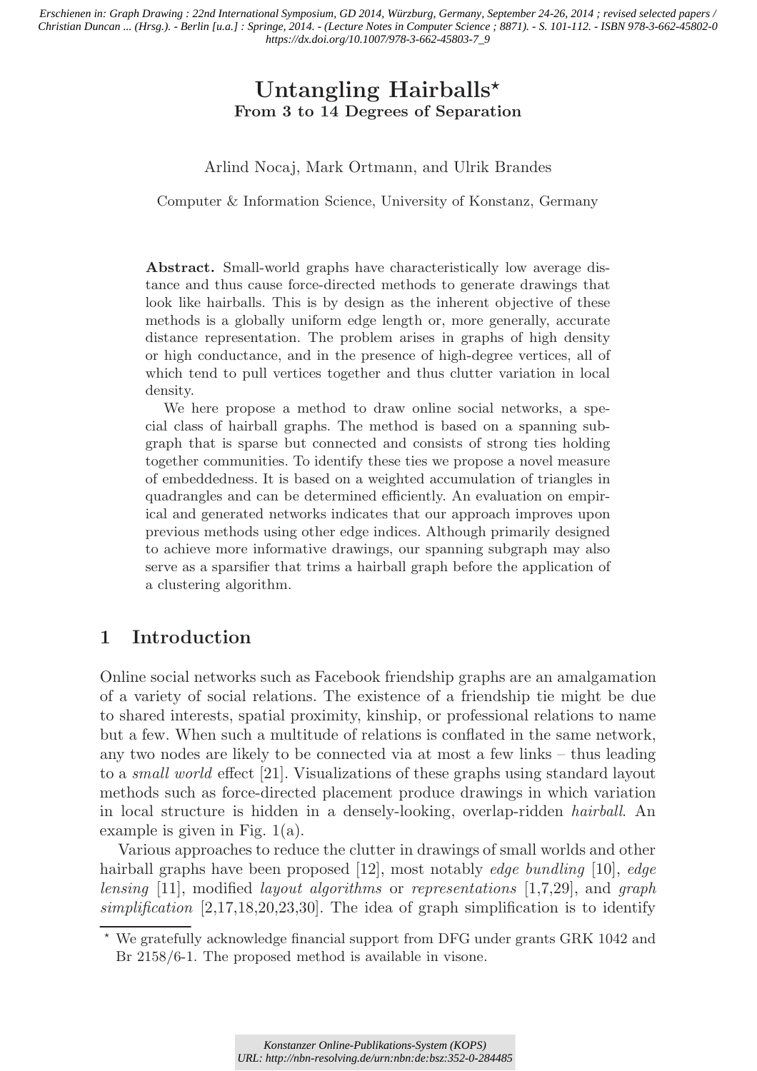Erschienen in: Graph Drawing : 22nd International Symposium, GD 2014, Würzburg, Germany, September 24-26, 2014 ; revised selected papers / Christian Duncan ... (Hrsg.). - Berlin [u.a.] : Springe, 2014. - (Lecture Notes in Computer Science ; 8871). - S. 101-112. - ISBN 978-3-662-45802-0 https://dx.doi.org/10.1007/978-3-662-45803-7_9

# Untangling Hairballs*

## From 3 to 14 Degrees of Separation

Arlind Nocaj, Mark Ortmann, and Ulrik Brandes

Computer & Information Science, University of Konstanz, Germany

**Abstract.** Small-world graphs have characteristically low average distance and thus cause force-directed methods to generate drawings that look like hairballs. This is by design as the inherent objective of these methods is a globally uniform edge length or, more generally, accurate distance representation. The problem arises in graphs of high density or high conductance, and in the presence of high-degree vertices, all of which tend to pull vertices together and thus clutter variation in local density.

We here propose a method to draw online social networks, a special class of hairball graphs. The method is based on a spanning subgraph that is sparse but connected and consists of strong ties holding together communities. To identify these ties we propose a novel measure of embeddedness. It is based on a weighted accumulation of triangles in quadrangles and can be determined efficiently. An evaluation on empirical and generated networks indicates that our approach improves upon previous methods using other edge indices. Although primarily designed to achieve more informative drawings, our spanning subgraph may also serve as a sparsifier that trims a hairball graph before the application of a clustering algorithm.

## 1 Introduction

Online social networks such as Facebook friendship graphs are an amalgamation of a variety of social relations. The existence of a friendship tie might be due to shared interests, spatial proximity, kinship, or professional relations to name but a few. When such a multitude of relations is conflated in the same network, any two nodes are likely to be connected via at most a few links – thus leading to a *small world* effect [21]. Visualizations of these graphs using standard layout methods such as force-directed placement produce drawings in which variation in local structure is hidden in a densely-looking, overlap-ridden *hairball*. An example is given in Fig. 1(a).

Various approaches to reduce the clutter in drawings of small worlds and other hairball graphs have been proposed [12], most notably *edge bundling* [10], *edge lensing* [11], modified *layout algorithms* or *representations* [1,7,29], and *graph simplification* [2,17,18,20,23,30]. The idea of graph simplification is to identify

\* We gratefully acknowledge financial support from DFG under grants GRK 1042 and Br 2158/6-1. The proposed method is available in visone.

Konstanzer Online-Publikations-System (KOPS)
URL: http://nbn-resolving.de/urn:nbn:de:bsz:352-0-284485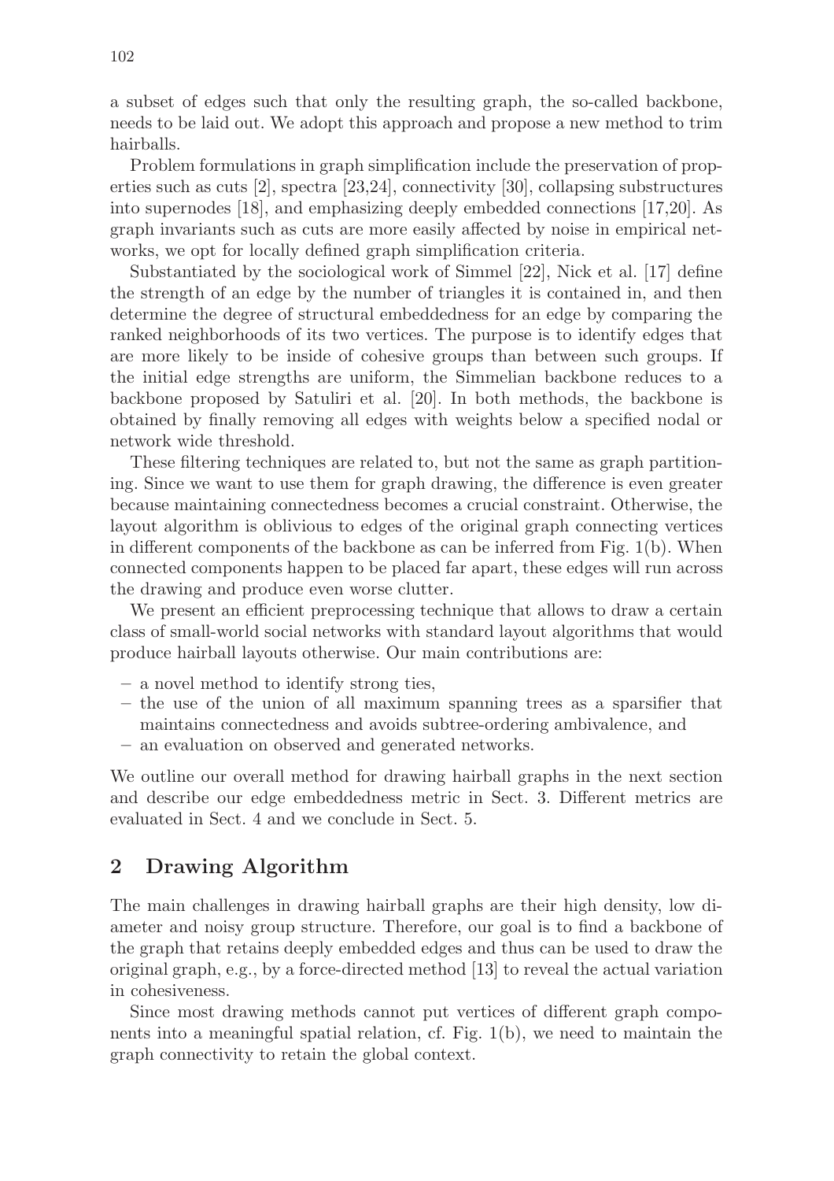a subset of edges such that only the resulting graph, the so-called backbone, needs to be laid out. We adopt this approach and propose a new method to trim hairballs.

Problem formulations in graph simplification include the preservation of properties such as cuts [2], spectra [23,24], connectivity [30], collapsing substructures into supernodes [18], and emphasizing deeply embedded connections [17,20]. As graph invariants such as cuts are more easily affected by noise in empirical networks, we opt for locally defined graph simplification criteria.

Substantiated by the sociological work of Simmel [22], Nick et al. [17] define the strength of an edge by the number of triangles it is contained in, and then determine the degree of structural embeddedness for an edge by comparing the ranked neighborhoods of its two vertices. The purpose is to identify edges that are more likely to be inside of cohesive groups than between such groups. If the initial edge strengths are uniform, the Simmelian backbone reduces to a backbone proposed by Satuliri et al. [20]. In both methods, the backbone is obtained by finally removing all edges with weights below a specified nodal or network wide threshold.

These filtering techniques are related to, but not the same as graph partitioning. Since we want to use them for graph drawing, the difference is even greater because maintaining connectedness becomes a crucial constraint. Otherwise, the layout algorithm is oblivious to edges of the original graph connecting vertices in different components of the backbone as can be inferred from Fig. 1(b). When connected components happen to be placed far apart, these edges will run across the drawing and produce even worse clutter.

We present an efficient preprocessing technique that allows to draw a certain class of small-world social networks with standard layout algorithms that would produce hairball layouts otherwise. Our main contributions are:

– a novel method to identify strong ties,
– the use of the union of all maximum spanning trees as a sparsifier that maintains connectedness and avoids subtree-ordering ambivalence, and
– an evaluation on observed and generated networks.

We outline our overall method for drawing hairball graphs in the next section and describe our edge embeddedness metric in Sect. 3. Different metrics are evaluated in Sect. 4 and we conclude in Sect. 5.

## 2 Drawing Algorithm

The main challenges in drawing hairball graphs are their high density, low diameter and noisy group structure. Therefore, our goal is to find a backbone of the graph that retains deeply embedded edges and thus can be used to draw the original graph, e.g., by a force-directed method [13] to reveal the actual variation in cohesiveness.

Since most drawing methods cannot put vertices of different graph components into a meaningful spatial relation, cf. Fig. 1(b), we need to maintain the graph connectivity to retain the global context.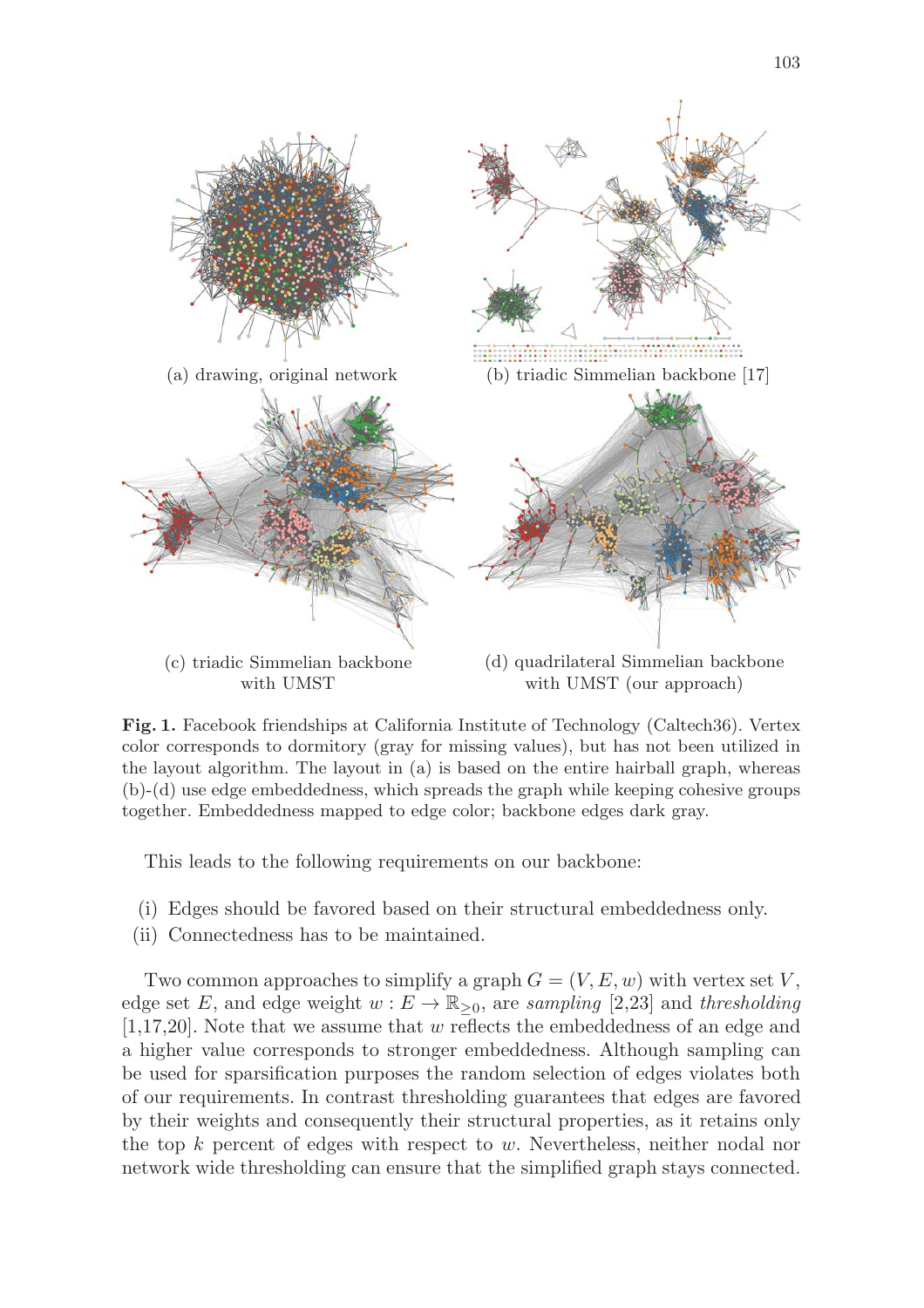(a) drawing, original network

(b) triadic Simmelian backbone [17]

(c) triadic Simmelian backbone with UMST

(d) quadrilateral Simmelian backbone with UMST (our approach)

**Fig. 1.** Facebook friendships at California Institute of Technology (Caltech36). Vertex color corresponds to dormitory (gray for missing values), but has not been utilized in the layout algorithm. The layout in (a) is based on the entire hairball graph, whereas (b)-(d) use edge embeddedness, which spreads the graph while keeping cohesive groups together. Embeddedness mapped to edge color; backbone edges dark gray.

This leads to the following requirements on our backbone:

(i) Edges should be favored based on their structural embeddedness only.
(ii) Connectedness has to be maintained.

Two common approaches to simplify a graph $G = (V, E, w)$ with vertex set $V$, edge set $E$, and edge weight $w : E \to \mathbb{R}_{\geq 0}$, are *sampling* [2,23] and *thresholding* [1,17,20]. Note that we assume that $w$ reflects the embeddedness of an edge and a higher value corresponds to stronger embeddedness. Although sampling can be used for sparsification purposes the random selection of edges violates both of our requirements. In contrast thresholding guarantees that edges are favored by their weights and consequently their structural properties, as it retains only the top $k$ percent of edges with respect to $w$. Nevertheless, neither nodal nor network wide thresholding can ensure that the simplified graph stays connected.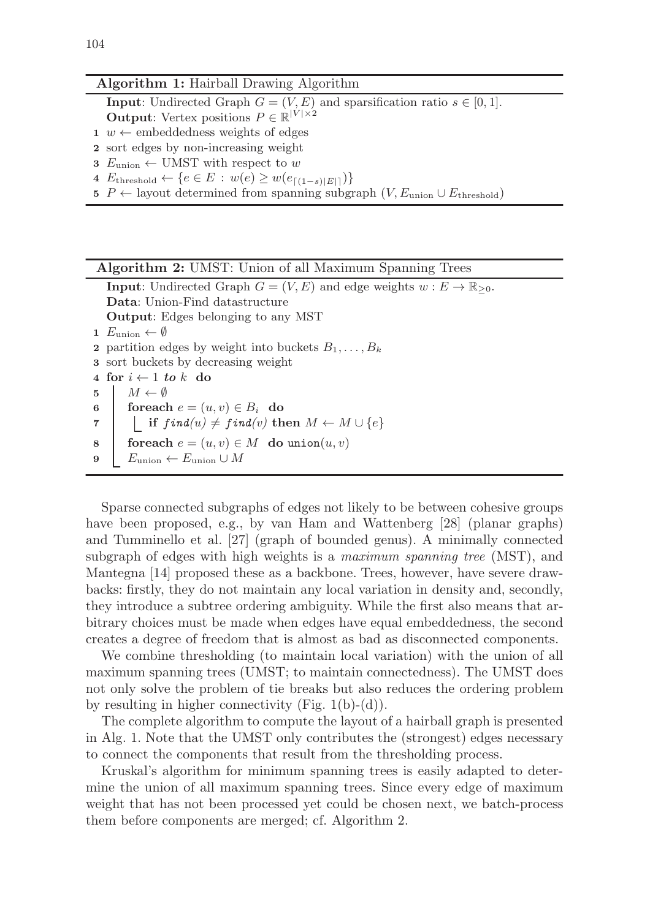**Algorithm 1:** Hairball Drawing Algorithm

```
Input: Undirected Graph G = (V, E) and sparsification ratio s ∈ [0, 1].
Output: Vertex positions P ∈ ℝ^{|V|×2}
1 w ← embeddedness weights of edges
2 sort edges by non-increasing weight
3 E_union ← UMST with respect to w
4 E_threshold ← {e ∈ E : w(e) ≥ w(e_{⌈(1−s)|E|⌉})}
5 P ← layout determined from spanning subgraph (V, E_union ∪ E_threshold)
```

**Algorithm 2:** UMST: Union of all Maximum Spanning Trees

```
Input: Undirected Graph G = (V, E) and edge weights w : E → ℝ_{≥0}.
Data: Union-Find datastructure
Output: Edges belonging to any MST
1 E_union ← ∅
2 partition edges by weight into buckets B_1, ..., B_k
3 sort buckets by decreasing weight
4 for i ← 1 to k do
5     M ← ∅
6     foreach e = (u, v) ∈ B_i do
7         if find(u) ≠ find(v) then M ← M ∪ {e}
8     foreach e = (u, v) ∈ M do union(u, v)
9     E_union ← E_union ∪ M
```

Sparse connected subgraphs of edges not likely to be between cohesive groups have been proposed, e.g., by van Ham and Wattenberg [28] (planar graphs) and Tumminello et al. [27] (graph of bounded genus). A minimally connected subgraph of edges with high weights is a *maximum spanning tree* (MST), and Mantegna [14] proposed these as a backbone. Trees, however, have severe drawbacks: firstly, they do not maintain any local variation in density and, secondly, they introduce a subtree ordering ambiguity. While the first also means that arbitrary choices must be made when edges have equal embeddedness, the second creates a degree of freedom that is almost as bad as disconnected components.

We combine thresholding (to maintain local variation) with the union of all maximum spanning trees (UMST; to maintain connectedness). The UMST does not only solve the problem of tie breaks but also reduces the ordering problem by resulting in higher connectivity (Fig. 1(b)-(d)).

The complete algorithm to compute the layout of a hairball graph is presented in Alg. 1. Note that the UMST only contributes the (strongest) edges necessary to connect the components that result from the thresholding process.

Kruskal's algorithm for minimum spanning trees is easily adapted to determine the union of all maximum spanning trees. Since every edge of maximum weight that has not been processed yet could be chosen next, we batch-process them before components are merged; cf. Algorithm 2.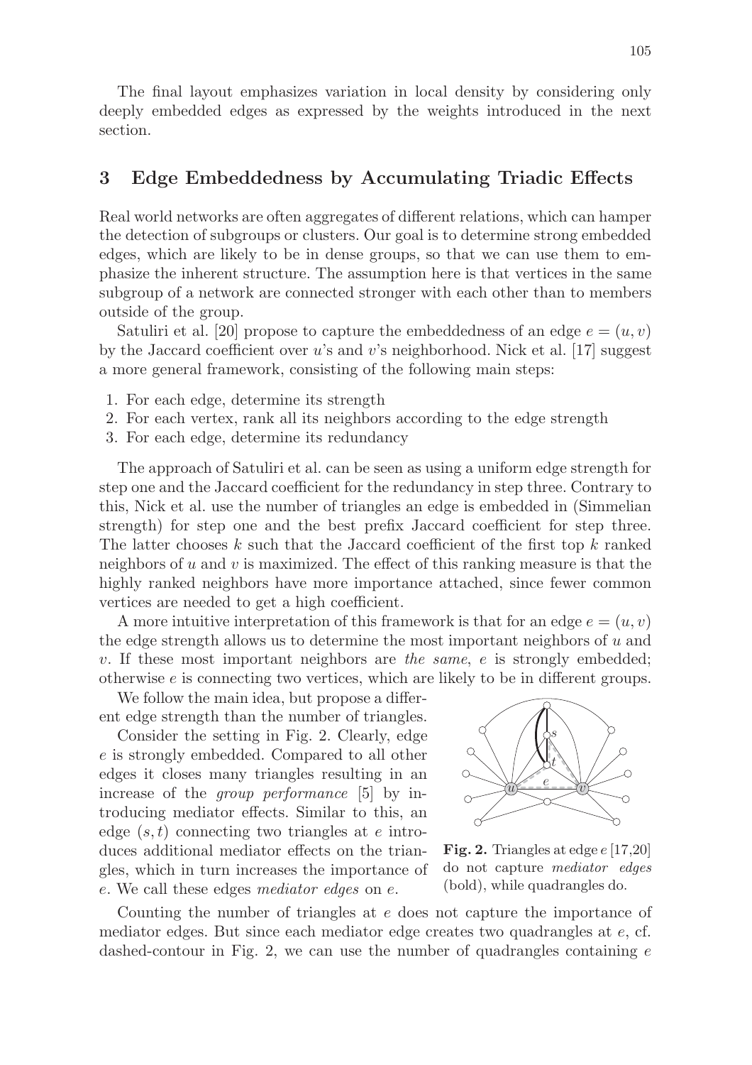The final layout emphasizes variation in local density by considering only deeply embedded edges as expressed by the weights introduced in the next section.

## 3 Edge Embeddedness by Accumulating Triadic Effects

Real world networks are often aggregates of different relations, which can hamper the detection of subgroups or clusters. Our goal is to determine strong embedded edges, which are likely to be in dense groups, so that we can use them to emphasize the inherent structure. The assumption here is that vertices in the same subgroup of a network are connected stronger with each other than to members outside of the group.

Satuliri et al. [20] propose to capture the embeddedness of an edge $e = (u, v)$ by the Jaccard coefficient over $u$'s and $v$'s neighborhood. Nick et al. [17] suggest a more general framework, consisting of the following main steps:

1. For each edge, determine its strength
2. For each vertex, rank all its neighbors according to the edge strength
3. For each edge, determine its redundancy

The approach of Satuliri et al. can be seen as using a uniform edge strength for step one and the Jaccard coefficient for the redundancy in step three. Contrary to this, Nick et al. use the number of triangles an edge is embedded in (Simmelian strength) for step one and the best prefix Jaccard coefficient for step three. The latter chooses $k$ such that the Jaccard coefficient of the first top $k$ ranked neighbors of $u$ and $v$ is maximized. The effect of this ranking measure is that the highly ranked neighbors have more importance attached, since fewer common vertices are needed to get a high coefficient.

A more intuitive interpretation of this framework is that for an edge $e = (u, v)$ the edge strength allows us to determine the most important neighbors of $u$ and $v$. If these most important neighbors are *the same*, $e$ is strongly embedded; otherwise $e$ is connecting two vertices, which are likely to be in different groups.

We follow the main idea, but propose a different edge strength than the number of triangles.

Consider the setting in Fig. 2. Clearly, edge $e$ is strongly embedded. Compared to all other edges it closes many triangles resulting in an increase of the *group performance* [5] by introducing mediator effects. Similar to this, an edge $(s, t)$ connecting two triangles at $e$ introduces additional mediator effects on the triangles, which in turn increases the importance of $e$. We call these edges *mediator edges* on $e$.

**Fig. 2.** Triangles at edge $e$ [17,20] do not capture *mediator edges* (bold), while quadrangles do.

Counting the number of triangles at $e$ does not capture the importance of mediator edges. But since each mediator edge creates two quadrangles at $e$, cf. dashed-contour in Fig. 2, we can use the number of quadrangles containing $e$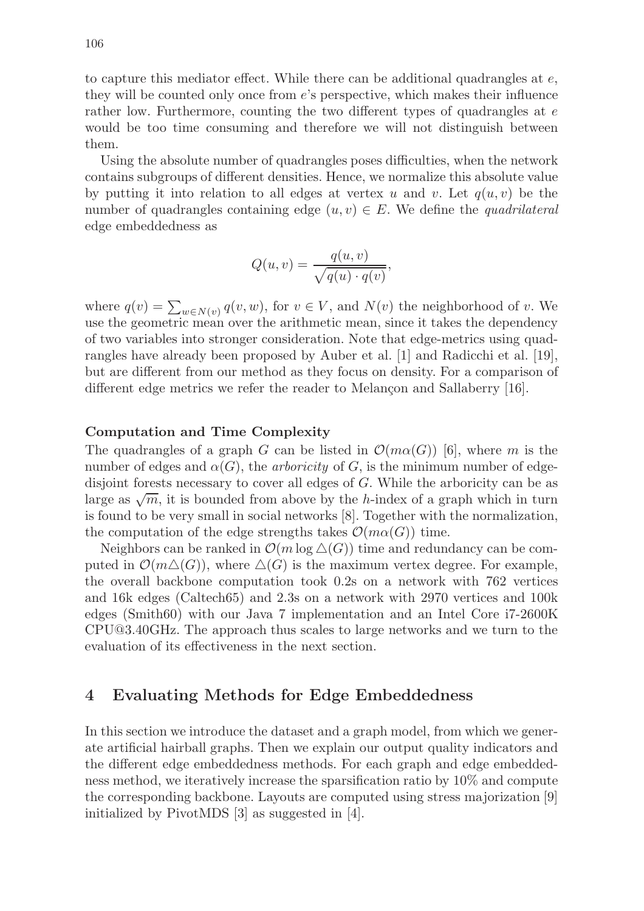to capture this mediator effect. While there can be additional quadrangles at $e$, they will be counted only once from $e$'s perspective, which makes their influence rather low. Furthermore, counting the two different types of quadrangles at $e$ would be too time consuming and therefore we will not distinguish between them.

Using the absolute number of quadrangles poses difficulties, when the network contains subgroups of different densities. Hence, we normalize this absolute value by putting it into relation to all edges at vertex $u$ and $v$. Let $q(u, v)$ be the number of quadrangles containing edge $(u, v) \in E$. We define the *quadrilateral* edge embeddedness as

$$Q(u, v) = \frac{q(u, v)}{\sqrt{q(u) \cdot q(v)}},$$

where $q(v) = \sum_{w \in N(v)} q(v, w)$, for $v \in V$, and $N(v)$ the neighborhood of $v$. We use the geometric mean over the arithmetic mean, since it takes the dependency of two variables into stronger consideration. Note that edge-metrics using quadrangles have already been proposed by Auber et al. [1] and Radicchi et al. [19], but are different from our method as they focus on density. For a comparison of different edge metrics we refer the reader to Melançon and Sallaberry [16].

#### Computation and Time Complexity

The quadrangles of a graph $G$ can be listed in $\mathcal{O}(m\alpha(G))$ [6], where $m$ is the number of edges and $\alpha(G)$, the *arboricity* of $G$, is the minimum number of edge-disjoint forests necessary to cover all edges of $G$. While the arboricity can be as large as $\sqrt{m}$, it is bounded from above by the $h$-index of a graph which in turn is found to be very small in social networks [8]. Together with the normalization, the computation of the edge strengths takes $\mathcal{O}(m\alpha(G))$ time.

Neighbors can be ranked in $\mathcal{O}(m \log \triangle(G))$ time and redundancy can be computed in $\mathcal{O}(m\triangle(G))$, where $\triangle(G)$ is the maximum vertex degree. For example, the overall backbone computation took 0.2s on a network with 762 vertices and 16k edges (Caltech65) and 2.3s on a network with 2970 vertices and 100k edges (Smith60) with our Java 7 implementation and an Intel Core i7-2600K CPU@3.40GHz. The approach thus scales to large networks and we turn to the evaluation of its effectiveness in the next section.

## 4 Evaluating Methods for Edge Embeddedness

In this section we introduce the dataset and a graph model, from which we generate artificial hairball graphs. Then we explain our output quality indicators and the different edge embeddedness methods. For each graph and edge embeddedness method, we iteratively increase the sparsification ratio by 10% and compute the corresponding backbone. Layouts are computed using stress majorization [9] initialized by PivotMDS [3] as suggested in [4].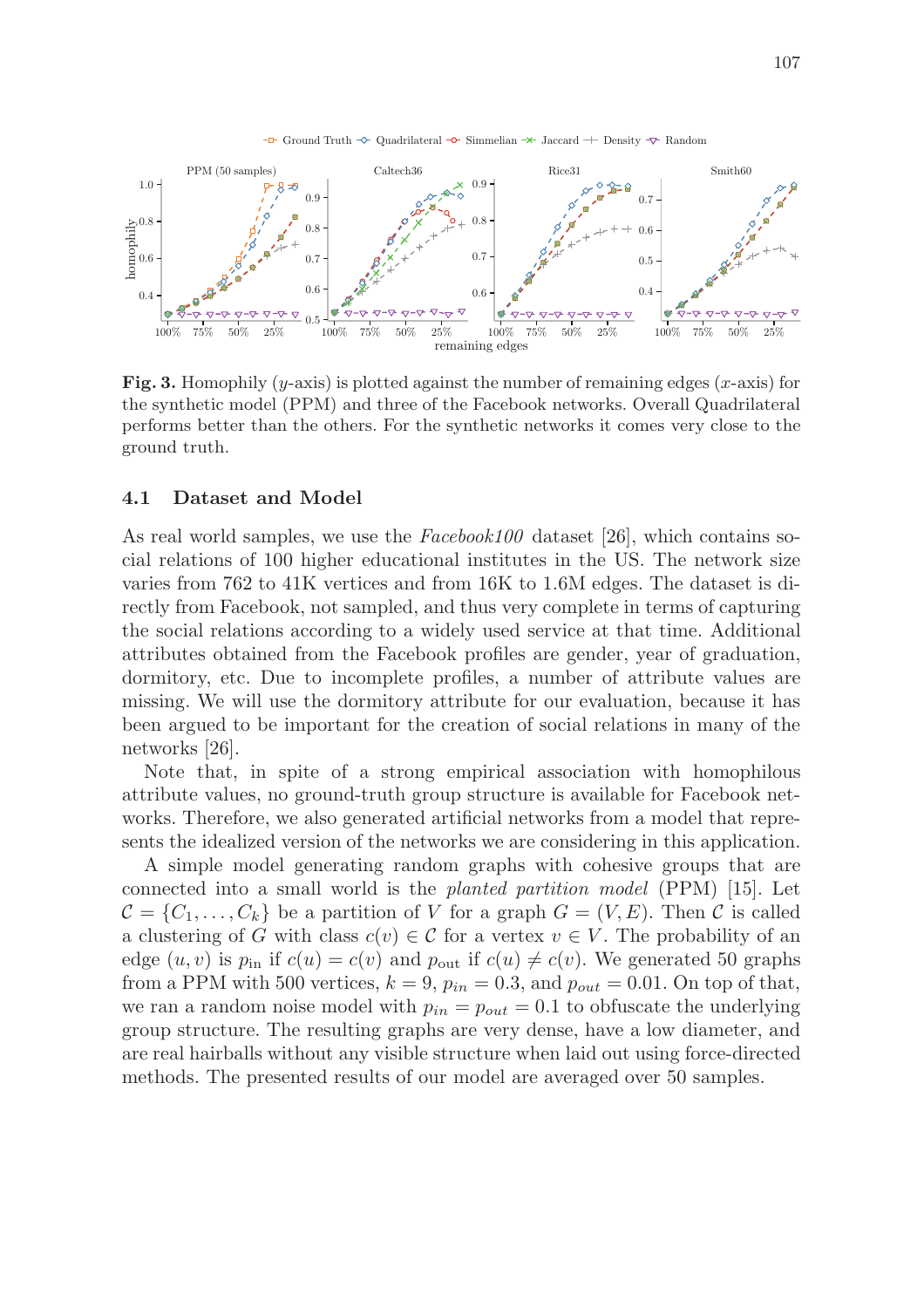**Fig. 3.** Homophily ($y$-axis) is plotted against the number of remaining edges ($x$-axis) for the synthetic model (PPM) and three of the Facebook networks. Overall Quadrilateral performs better than the others. For the synthetic networks it comes very close to the ground truth.

### 4.1 Dataset and Model

As real world samples, we use the *Facebook100* dataset [26], which contains social relations of 100 higher educational institutes in the US. The network size varies from 762 to 41K vertices and from 16K to 1.6M edges. The dataset is directly from Facebook, not sampled, and thus very complete in terms of capturing the social relations according to a widely used service at that time. Additional attributes obtained from the Facebook profiles are gender, year of graduation, dormitory, etc. Due to incomplete profiles, a number of attribute values are missing. We will use the dormitory attribute for our evaluation, because it has been argued to be important for the creation of social relations in many of the networks [26].

Note that, in spite of a strong empirical association with homophilous attribute values, no ground-truth group structure is available for Facebook networks. Therefore, we also generated artificial networks from a model that represents the idealized version of the networks we are considering in this application.

A simple model generating random graphs with cohesive groups that are connected into a small world is the *planted partition model* (PPM) [15]. Let $\mathcal{C} = \{C_1, \ldots, C_k\}$ be a partition of $V$ for a graph $G = (V, E)$. Then $\mathcal{C}$ is called a clustering of $G$ with class $c(v) \in \mathcal{C}$ for a vertex $v \in V$. The probability of an edge $(u, v)$ is $p_{\text{in}}$ if $c(u) = c(v)$ and $p_{\text{out}}$ if $c(u) \neq c(v)$. We generated 50 graphs from a PPM with 500 vertices, $k = 9$, $p_{in} = 0.3$, and $p_{out} = 0.01$. On top of that, we ran a random noise model with $p_{in} = p_{out} = 0.1$ to obfuscate the underlying group structure. The resulting graphs are very dense, have a low diameter, and are real hairballs without any visible structure when laid out using force-directed methods. The presented results of our model are averaged over 50 samples.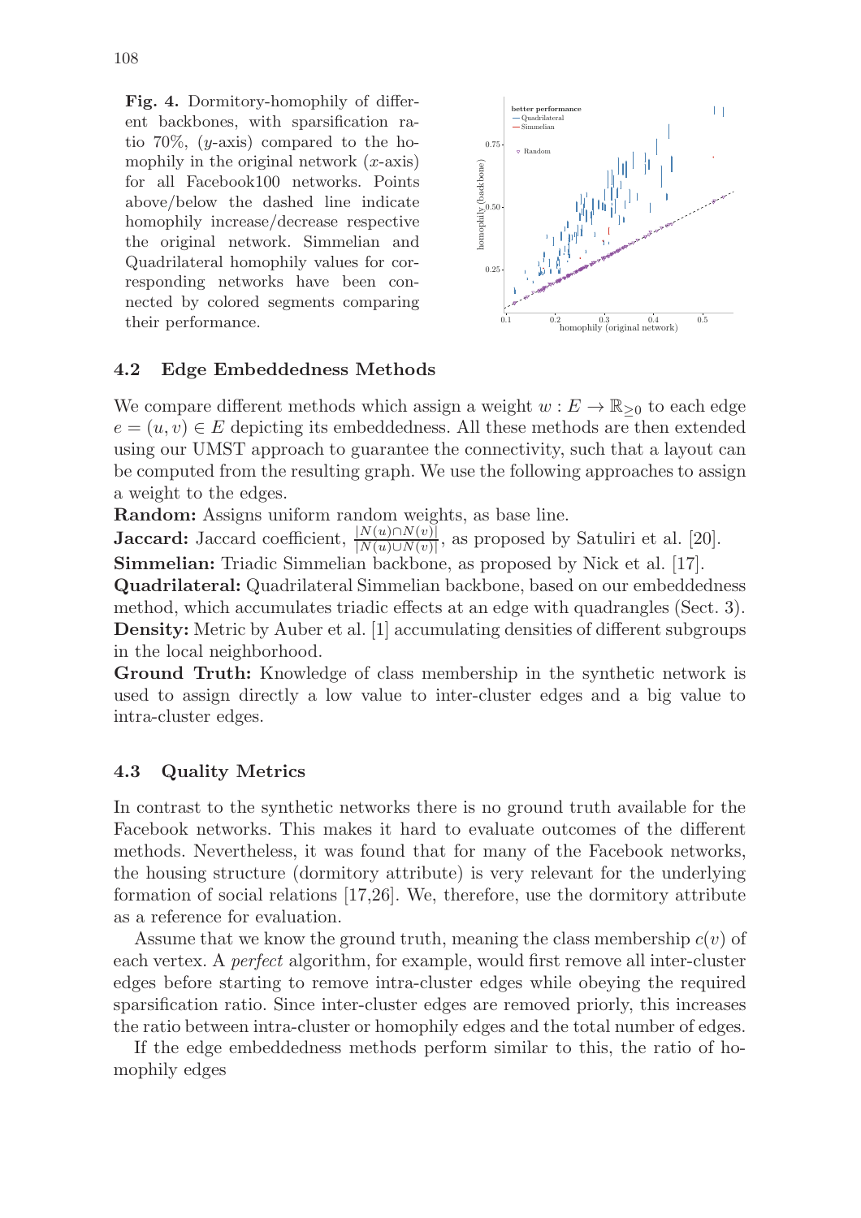**Fig. 4.** Dormitory-homophily of different backbones, with sparsification ratio 70%, ($y$-axis) compared to the homophily in the original network ($x$-axis) for all Facebook100 networks. Points above/below the dashed line indicate homophily increase/decrease respective the original network. Simmelian and Quadrilateral homophily values for corresponding networks have been connected by colored segments comparing their performance.

### 4.2 Edge Embeddedness Methods

We compare different methods which assign a weight $w : E \to \mathbb{R}_{\geq 0}$ to each edge $e = (u, v) \in E$ depicting its embeddedness. All these methods are then extended using our UMST approach to guarantee the connectivity, such that a layout can be computed from the resulting graph. We use the following approaches to assign a weight to the edges.

**Random:** Assigns uniform random weights, as base line.

**Jaccard:** Jaccard coefficient, $\frac{|N(u) \cap N(v)|}{|N(u) \cup N(v)|}$, as proposed by Satuliri et al. [20].

**Simmelian:** Triadic Simmelian backbone, as proposed by Nick et al. [17].

**Quadrilateral:** Quadrilateral Simmelian backbone, based on our embeddedness method, which accumulates triadic effects at an edge with quadrangles (Sect. 3).

**Density:** Metric by Auber et al. [1] accumulating densities of different subgroups in the local neighborhood.

**Ground Truth:** Knowledge of class membership in the synthetic network is used to assign directly a low value to inter-cluster edges and a big value to intra-cluster edges.

### 4.3 Quality Metrics

In contrast to the synthetic networks there is no ground truth available for the Facebook networks. This makes it hard to evaluate outcomes of the different methods. Nevertheless, it was found that for many of the Facebook networks, the housing structure (dormitory attribute) is very relevant for the underlying formation of social relations [17,26]. We, therefore, use the dormitory attribute as a reference for evaluation.

Assume that we know the ground truth, meaning the class membership $c(v)$ of each vertex. A *perfect* algorithm, for example, would first remove all inter-cluster edges before starting to remove intra-cluster edges while obeying the required sparsification ratio. Since inter-cluster edges are removed priorly, this increases the ratio between intra-cluster or homophily edges and the total number of edges.

If the edge embeddedness methods perform similar to this, the ratio of homophily edges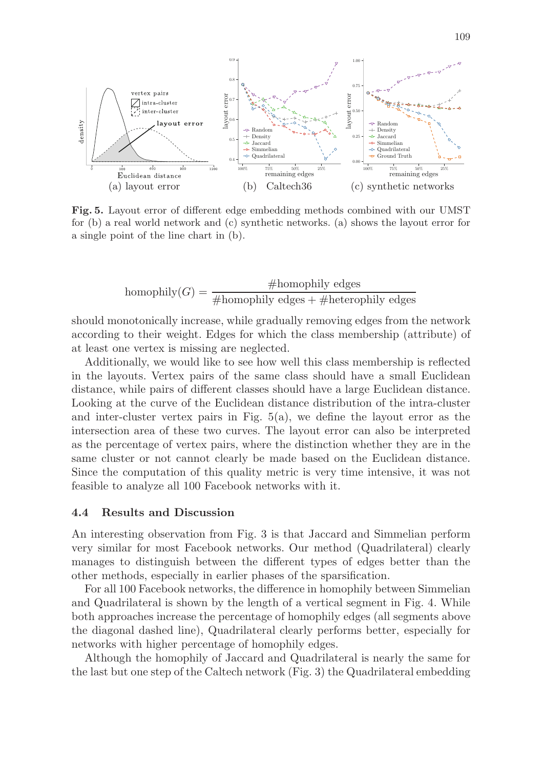**Fig. 5.** Layout error of different edge embedding methods combined with our UMST for (b) a real world network and (c) synthetic networks. (a) shows the layout error for a single point of the line chart in (b).

$$\text{homophily}(G) = \frac{\#\text{homophily edges}}{\#\text{homophily edges} + \#\text{heterophily edges}}$$

should monotonically increase, while gradually removing edges from the network according to their weight. Edges for which the class membership (attribute) of at least one vertex is missing are neglected.

Additionally, we would like to see how well this class membership is reflected in the layouts. Vertex pairs of the same class should have a small Euclidean distance, while pairs of different classes should have a large Euclidean distance. Looking at the curve of the Euclidean distance distribution of the intra-cluster and inter-cluster vertex pairs in Fig. 5(a), we define the layout error as the intersection area of these two curves. The layout error can also be interpreted as the percentage of vertex pairs, where the distinction whether they are in the same cluster or not cannot clearly be made based on the Euclidean distance. Since the computation of this quality metric is very time intensive, it was not feasible to analyze all 100 Facebook networks with it.

### 4.4 Results and Discussion

An interesting observation from Fig. 3 is that Jaccard and Simmelian perform very similar for most Facebook networks. Our method (Quadrilateral) clearly manages to distinguish between the different types of edges better than the other methods, especially in earlier phases of the sparsification.

For all 100 Facebook networks, the difference in homophily between Simmelian and Quadrilateral is shown by the length of a vertical segment in Fig. 4. While both approaches increase the percentage of homophily edges (all segments above the diagonal dashed line), Quadrilateral clearly performs better, especially for networks with higher percentage of homophily edges.

Although the homophily of Jaccard and Quadrilateral is nearly the same for the last but one step of the Caltech network (Fig. 3) the Quadrilateral embedding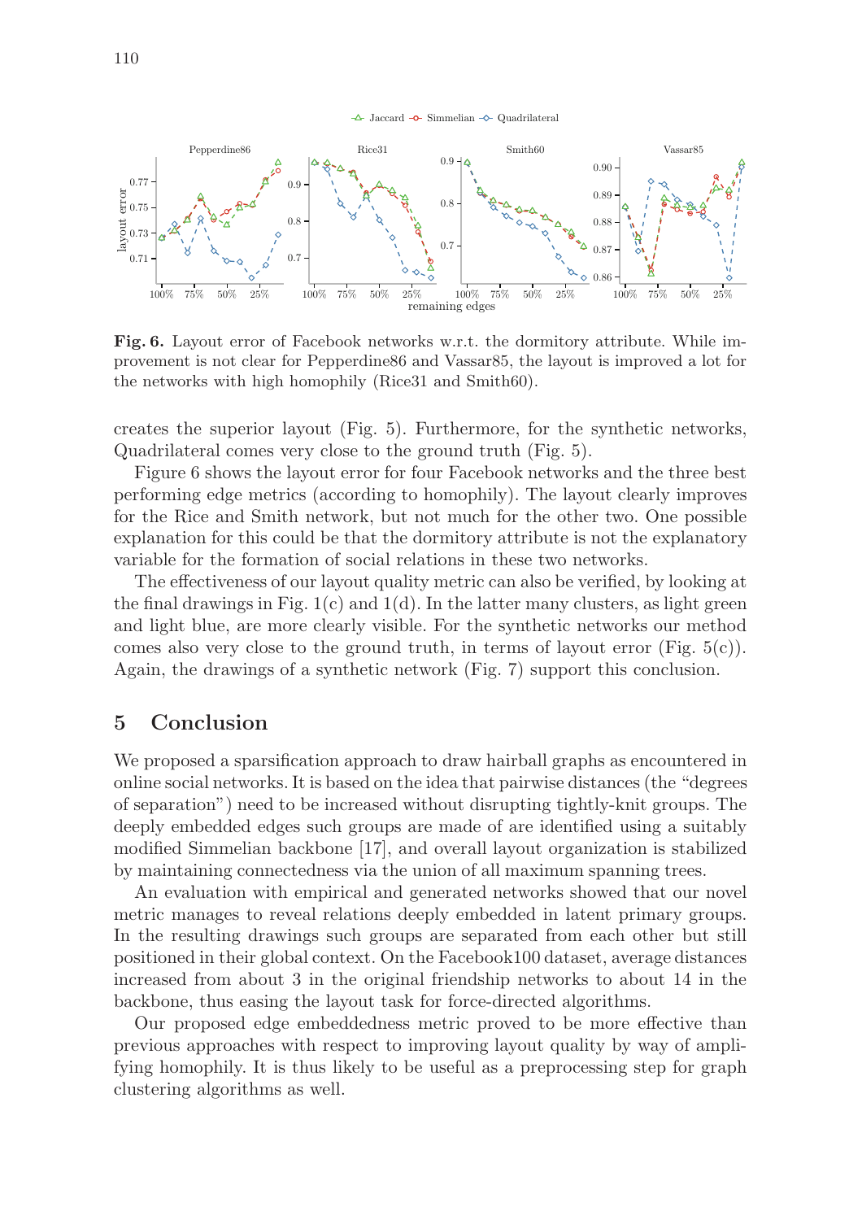**Fig. 6.** Layout error of Facebook networks w.r.t. the dormitory attribute. While improvement is not clear for Pepperdine86 and Vassar85, the layout is improved a lot for the networks with high homophily (Rice31 and Smith60).

creates the superior layout (Fig. 5). Furthermore, for the synthetic networks, Quadrilateral comes very close to the ground truth (Fig. 5).

Figure 6 shows the layout error for four Facebook networks and the three best performing edge metrics (according to homophily). The layout clearly improves for the Rice and Smith network, but not much for the other two. One possible explanation for this could be that the dormitory attribute is not the explanatory variable for the formation of social relations in these two networks.

The effectiveness of our layout quality metric can also be verified, by looking at the final drawings in Fig. 1(c) and 1(d). In the latter many clusters, as light green and light blue, are more clearly visible. For the synthetic networks our method comes also very close to the ground truth, in terms of layout error (Fig. 5(c)). Again, the drawings of a synthetic network (Fig. 7) support this conclusion.

## 5 Conclusion

We proposed a sparsification approach to draw hairball graphs as encountered in online social networks. It is based on the idea that pairwise distances (the "degrees of separation") need to be increased without disrupting tightly-knit groups. The deeply embedded edges such groups are made of are identified using a suitably modified Simmelian backbone [17], and overall layout organization is stabilized by maintaining connectedness via the union of all maximum spanning trees.

An evaluation with empirical and generated networks showed that our novel metric manages to reveal relations deeply embedded in latent primary groups. In the resulting drawings such groups are separated from each other but still positioned in their global context. On the Facebook100 dataset, average distances increased from about 3 in the original friendship networks to about 14 in the backbone, thus easing the layout task for force-directed algorithms.

Our proposed edge embeddedness metric proved to be more effective than previous approaches with respect to improving layout quality by way of amplifying homophily. It is thus likely to be useful as a preprocessing step for graph clustering algorithms as well.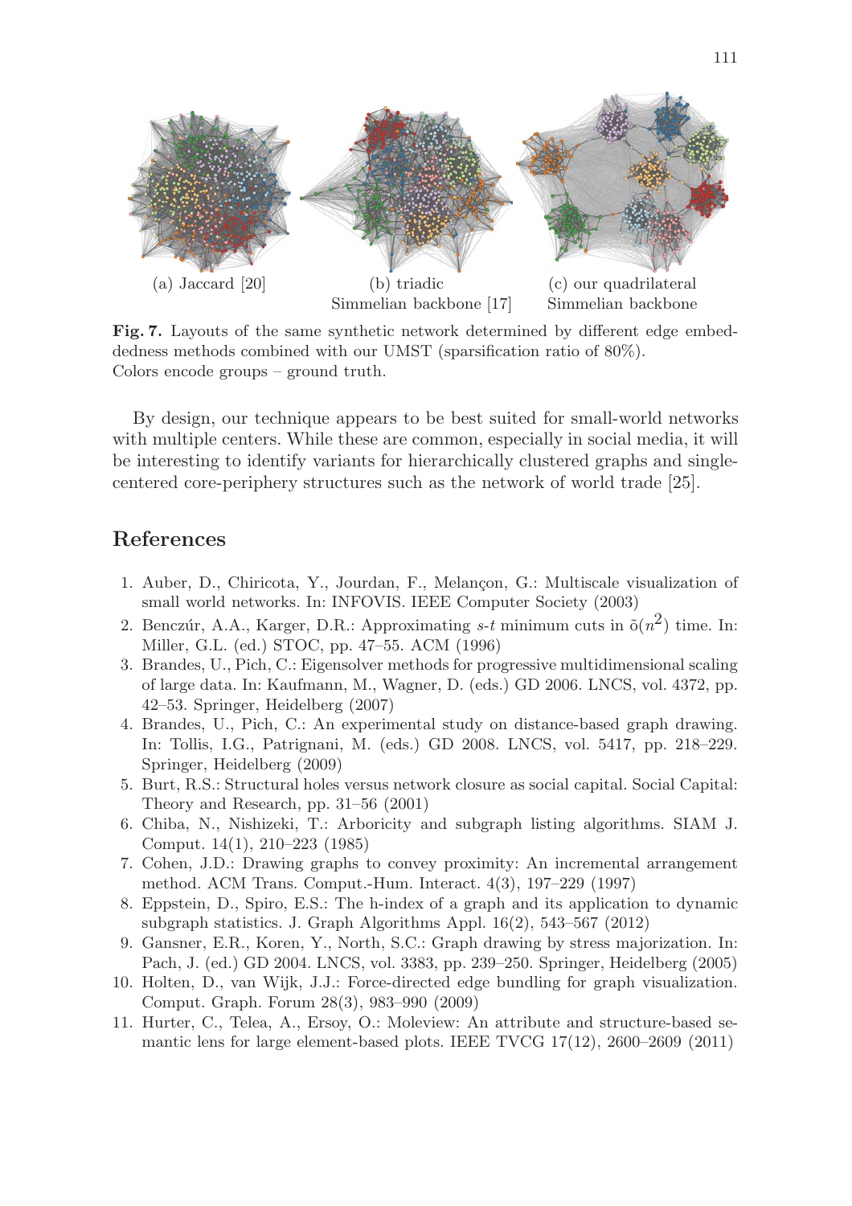(a) Jaccard [20] (b) triadic Simmelian backbone [17] (c) our quadrilateral Simmelian backbone

**Fig. 7.** Layouts of the same synthetic network determined by different edge embeddedness methods combined with our UMST (sparsification ratio of 80%). Colors encode groups – ground truth.

By design, our technique appears to be best suited for small-world networks with multiple centers. While these are common, especially in social media, it will be interesting to identify variants for hierarchically clustered graphs and single-centered core-periphery structures such as the network of world trade [25].

## References

1. Auber, D., Chiricota, Y., Jourdan, F., Melançon, G.: Multiscale visualization of small world networks. In: INFOVIS. IEEE Computer Society (2003)
2. Benczúr, A.A., Karger, D.R.: Approximating *s*-*t* minimum cuts in $\tilde{o}(n^2)$ time. In: Miller, G.L. (ed.) STOC, pp. 47–55. ACM (1996)
3. Brandes, U., Pich, C.: Eigensolver methods for progressive multidimensional scaling of large data. In: Kaufmann, M., Wagner, D. (eds.) GD 2006. LNCS, vol. 4372, pp. 42–53. Springer, Heidelberg (2007)
4. Brandes, U., Pich, C.: An experimental study on distance-based graph drawing. In: Tollis, I.G., Patrignani, M. (eds.) GD 2008. LNCS, vol. 5417, pp. 218–229. Springer, Heidelberg (2009)
5. Burt, R.S.: Structural holes versus network closure as social capital. Social Capital: Theory and Research, pp. 31–56 (2001)
6. Chiba, N., Nishizeki, T.: Arboricity and subgraph listing algorithms. SIAM J. Comput. 14(1), 210–223 (1985)
7. Cohen, J.D.: Drawing graphs to convey proximity: An incremental arrangement method. ACM Trans. Comput.-Hum. Interact. 4(3), 197–229 (1997)
8. Eppstein, D., Spiro, E.S.: The h-index of a graph and its application to dynamic subgraph statistics. J. Graph Algorithms Appl. 16(2), 543–567 (2012)
9. Gansner, E.R., Koren, Y., North, S.C.: Graph drawing by stress majorization. In: Pach, J. (ed.) GD 2004. LNCS, vol. 3383, pp. 239–250. Springer, Heidelberg (2005)
10. Holten, D., van Wijk, J.J.: Force-directed edge bundling for graph visualization. Comput. Graph. Forum 28(3), 983–990 (2009)
11. Hurter, C., Telea, A., Ersoy, O.: Moleview: An attribute and structure-based semantic lens for large element-based plots. IEEE TVCG 17(12), 2600–2609 (2011)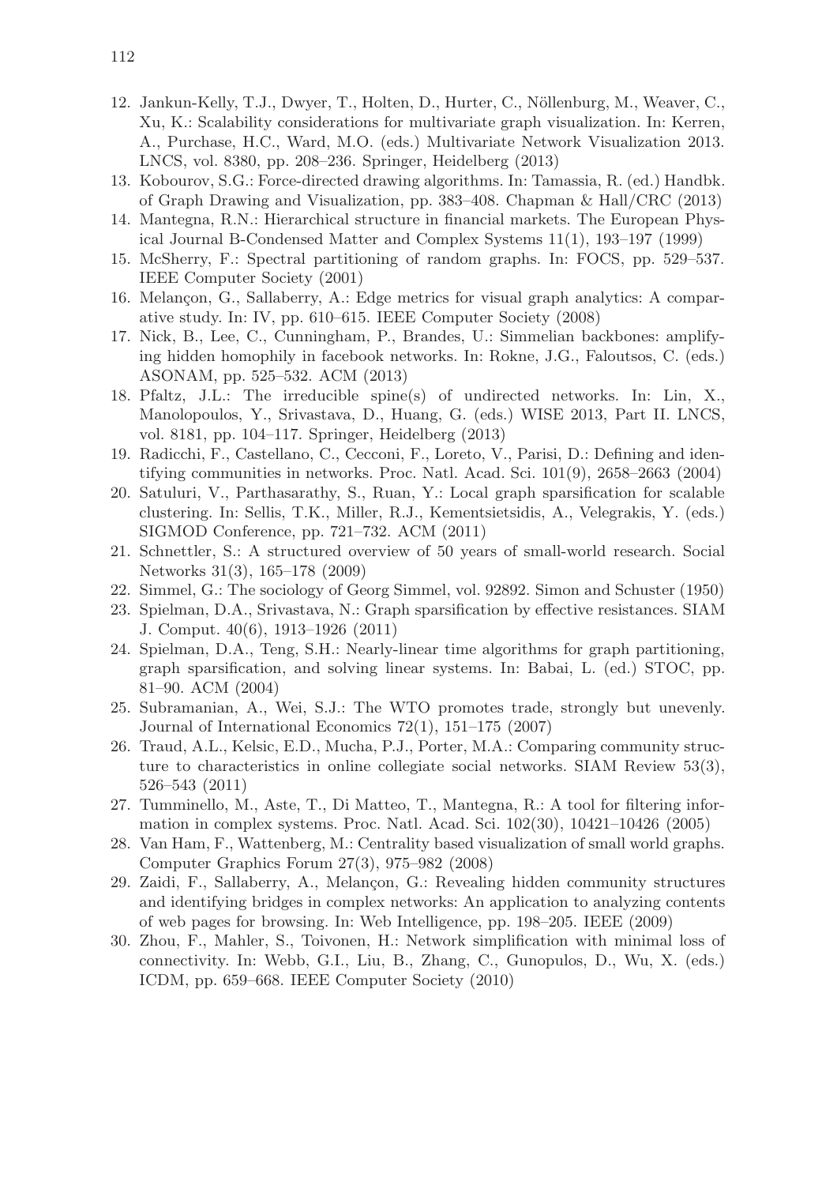12. Jankun-Kelly, T.J., Dwyer, T., Holten, D., Hurter, C., Nöllenburg, M., Weaver, C., Xu, K.: Scalability considerations for multivariate graph visualization. In: Kerren, A., Purchase, H.C., Ward, M.O. (eds.) Multivariate Network Visualization 2013. LNCS, vol. 8380, pp. 208–236. Springer, Heidelberg (2013)
13. Kobourov, S.G.: Force-directed drawing algorithms. In: Tamassia, R. (ed.) Handbk. of Graph Drawing and Visualization, pp. 383–408. Chapman & Hall/CRC (2013)
14. Mantegna, R.N.: Hierarchical structure in financial markets. The European Physical Journal B-Condensed Matter and Complex Systems 11(1), 193–197 (1999)
15. McSherry, F.: Spectral partitioning of random graphs. In: FOCS, pp. 529–537. IEEE Computer Society (2001)
16. Melançon, G., Sallaberry, A.: Edge metrics for visual graph analytics: A comparative study. In: IV, pp. 610–615. IEEE Computer Society (2008)
17. Nick, B., Lee, C., Cunningham, P., Brandes, U.: Simmelian backbones: amplifying hidden homophily in facebook networks. In: Rokne, J.G., Faloutsos, C. (eds.) ASONAM, pp. 525–532. ACM (2013)
18. Pfaltz, J.L.: The irreducible spine(s) of undirected networks. In: Lin, X., Manolopoulos, Y., Srivastava, D., Huang, G. (eds.) WISE 2013, Part II. LNCS, vol. 8181, pp. 104–117. Springer, Heidelberg (2013)
19. Radicchi, F., Castellano, C., Cecconi, F., Loreto, V., Parisi, D.: Defining and identifying communities in networks. Proc. Natl. Acad. Sci. 101(9), 2658–2663 (2004)
20. Satuluri, V., Parthasarathy, S., Ruan, Y.: Local graph sparsification for scalable clustering. In: Sellis, T.K., Miller, R.J., Kementsietsidis, A., Velegrakis, Y. (eds.) SIGMOD Conference, pp. 721–732. ACM (2011)
21. Schnettler, S.: A structured overview of 50 years of small-world research. Social Networks 31(3), 165–178 (2009)
22. Simmel, G.: The sociology of Georg Simmel, vol. 92892. Simon and Schuster (1950)
23. Spielman, D.A., Srivastava, N.: Graph sparsification by effective resistances. SIAM J. Comput. 40(6), 1913–1926 (2011)
24. Spielman, D.A., Teng, S.H.: Nearly-linear time algorithms for graph partitioning, graph sparsification, and solving linear systems. In: Babai, L. (ed.) STOC, pp. 81–90. ACM (2004)
25. Subramanian, A., Wei, S.J.: The WTO promotes trade, strongly but unevenly. Journal of International Economics 72(1), 151–175 (2007)
26. Traud, A.L., Kelsic, E.D., Mucha, P.J., Porter, M.A.: Comparing community structure to characteristics in online collegiate social networks. SIAM Review 53(3), 526–543 (2011)
27. Tumminello, M., Aste, T., Di Matteo, T., Mantegna, R.: A tool for filtering information in complex systems. Proc. Natl. Acad. Sci. 102(30), 10421–10426 (2005)
28. Van Ham, F., Wattenberg, M.: Centrality based visualization of small world graphs. Computer Graphics Forum 27(3), 975–982 (2008)
29. Zaidi, F., Sallaberry, A., Melançon, G.: Revealing hidden community structures and identifying bridges in complex networks: An application to analyzing contents of web pages for browsing. In: Web Intelligence, pp. 198–205. IEEE (2009)
30. Zhou, F., Mahler, S., Toivonen, H.: Network simplification with minimal loss of connectivity. In: Webb, G.I., Liu, B., Zhang, C., Gunopulos, D., Wu, X. (eds.) ICDM, pp. 659–668. IEEE Computer Society (2010)